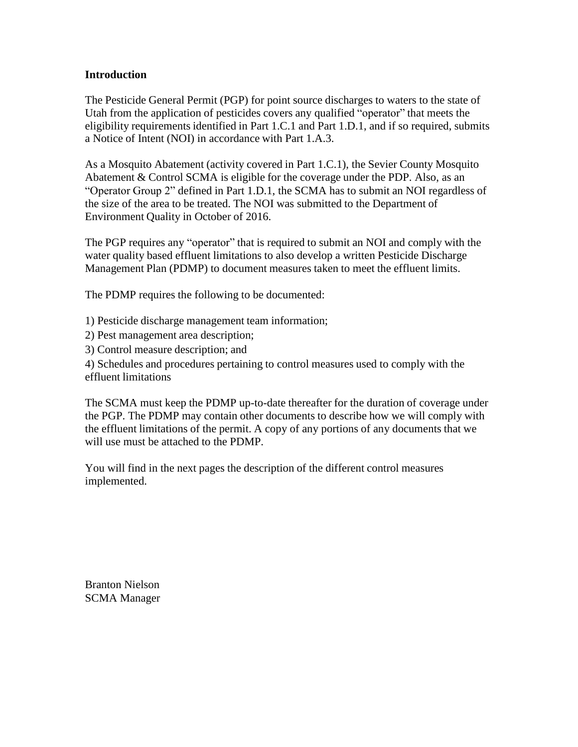## Introduction

The Pesticide General Permit (PGP) for point source discharges to waters to the state of Utah from the application of pesticides covers any qualified "operator" that meets the eligibility requirements identified in Part 1.C.1 and Part 1.D.1, and if so required, submits a Notice of Intent (NOI) in accordance with Part 1.A.3.

As a Mosquito Abatement (activity covered in Part 1.C.1), the Sevier County Mosquito Abatement & Control SCMA is eligible for the coverage under the PDP. Also, as an "Operator Group 2" defined in Part 1.D.1, the SCMA has to submit an NOI regardless of the size of the area to be treated. The NOI was submitted to the Department of Environment Quality in October of 2016.

The PGP requires any "operator" that is required to submit an NOI and comply with the water quality based effluent limitations to also develop a written Pesticide Discharge Management Plan (PDMP) to document measures taken to meet the effluent limits.

The PDMP requires the following to be documented:

1) Pesticide discharge management team information;
2) Pest management area description;
3) Control measure description; and
4) Schedules and procedures pertaining to control measures used to comply with the effluent limitations

The SCMA must keep the PDMP up-to-date thereafter for the duration of coverage under the PGP. The PDMP may contain other documents to describe how we will comply with the effluent limitations of the permit. A copy of any portions of any documents that we will use must be attached to the PDMP.

You will find in the next pages the description of the different control measures implemented.

Branton Nielson
SCMA Manager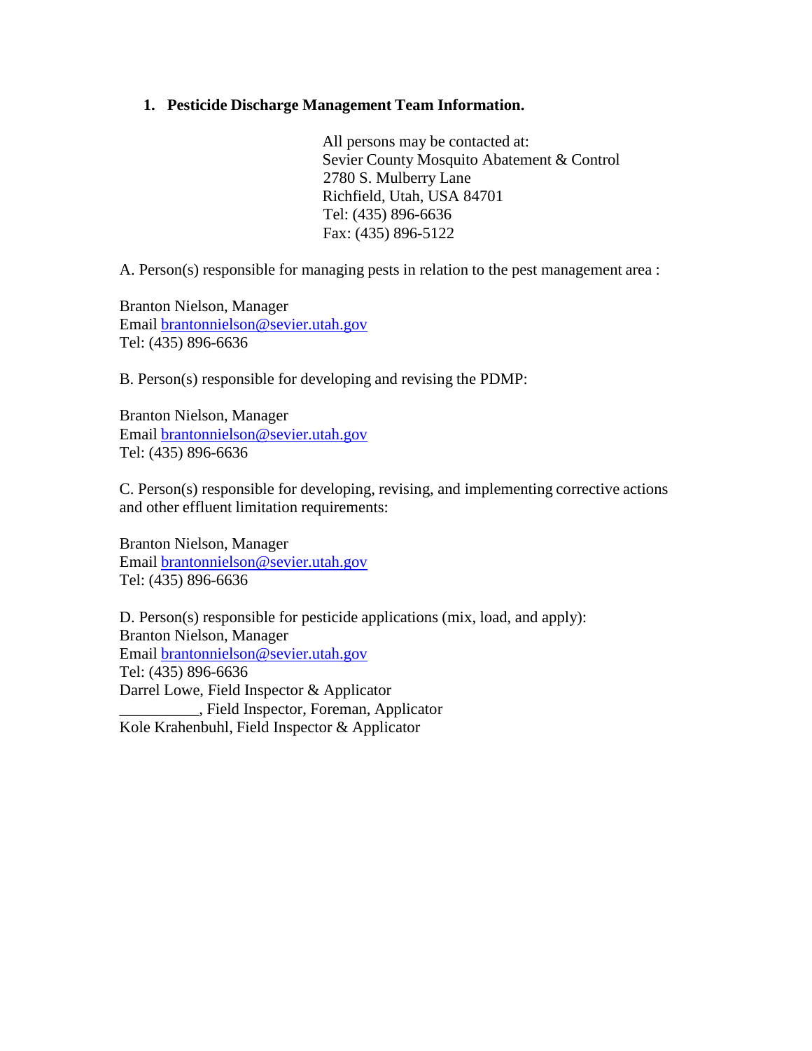1. **Pesticide Discharge Management Team Information.**

All persons may be contacted at:
Sevier County Mosquito Abatement & Control
2780 S. Mulberry Lane
Richfield, Utah, USA 84701
Tel: (435) 896-6636
Fax: (435) 896-5122

A. Person(s) responsible for managing pests in relation to the pest management area :

Branton Nielson, Manager
Email brantonnielson@sevier.utah.gov
Tel: (435) 896-6636

B. Person(s) responsible for developing and revising the PDMP:

Branton Nielson, Manager
Email brantonnielson@sevier.utah.gov
Tel: (435) 896-6636

C. Person(s) responsible for developing, revising, and implementing corrective actions and other effluent limitation requirements:

Branton Nielson, Manager
Email brantonnielson@sevier.utah.gov
Tel: (435) 896-6636

D. Person(s) responsible for pesticide applications (mix, load, and apply):
Branton Nielson, Manager
Email brantonnielson@sevier.utah.gov
Tel: (435) 896-6636
Darrel Lowe, Field Inspector & Applicator
__________, Field Inspector, Foreman, Applicator
Kole Krahenbuhl, Field Inspector & Applicator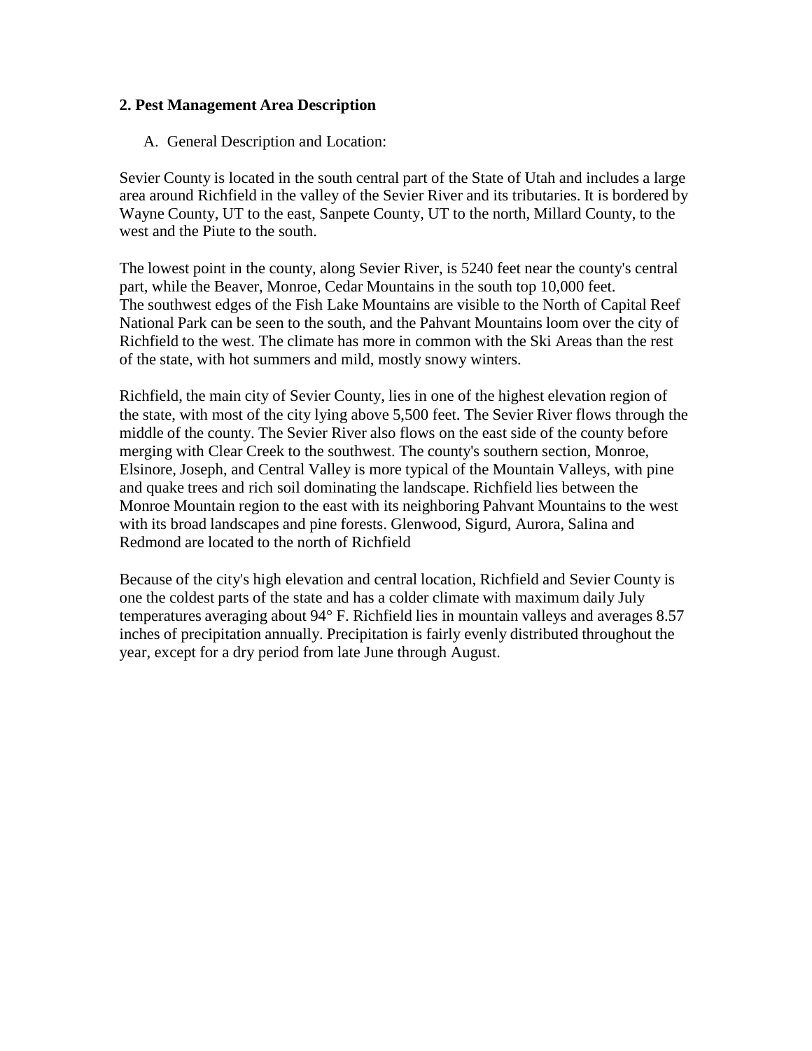## 2. Pest Management Area Description

A. General Description and Location:

Sevier County is located in the south central part of the State of Utah and includes a large area around Richfield in the valley of the Sevier River and its tributaries. It is bordered by Wayne County, UT to the east, Sanpete County, UT to the north, Millard County, to the west and the Piute to the south.

The lowest point in the county, along Sevier River, is 5240 feet near the county's central part, while the Beaver, Monroe, Cedar Mountains in the south top 10,000 feet. The southwest edges of the Fish Lake Mountains are visible to the North of Capital Reef National Park can be seen to the south, and the Pahvant Mountains loom over the city of Richfield to the west. The climate has more in common with the Ski Areas than the rest of the state, with hot summers and mild, mostly snowy winters.

Richfield, the main city of Sevier County, lies in one of the highest elevation region of the state, with most of the city lying above 5,500 feet. The Sevier River flows through the middle of the county. The Sevier River also flows on the east side of the county before merging with Clear Creek to the southwest. The county's southern section, Monroe, Elsinore, Joseph, and Central Valley is more typical of the Mountain Valleys, with pine and quake trees and rich soil dominating the landscape. Richfield lies between the Monroe Mountain region to the east with its neighboring Pahvant Mountains to the west with its broad landscapes and pine forests. Glenwood, Sigurd, Aurora, Salina and Redmond are located to the north of Richfield

Because of the city's high elevation and central location, Richfield and Sevier County is one the coldest parts of the state and has a colder climate with maximum daily July temperatures averaging about 94° F. Richfield lies in mountain valleys and averages 8.57 inches of precipitation annually. Precipitation is fairly evenly distributed throughout the year, except for a dry period from late June through August.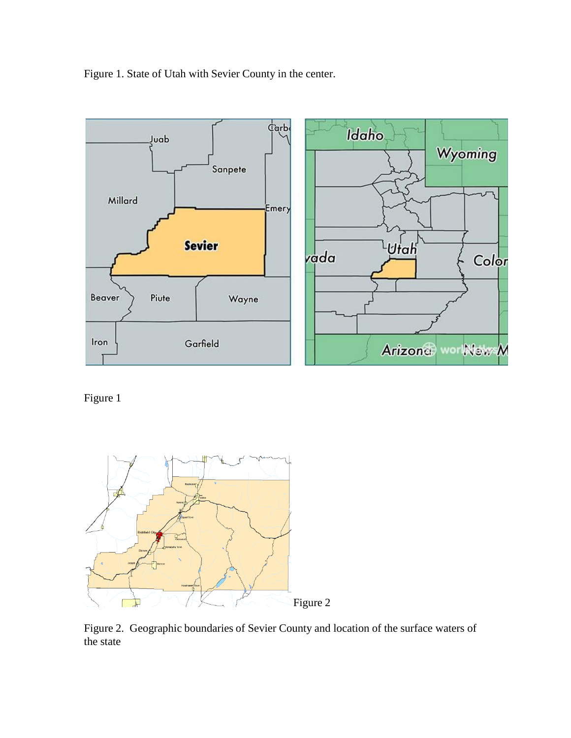Figure 1. State of Utah with Sevier County in the center.

Figure 1

Figure 2

Figure 2. Geographic boundaries of Sevier County and location of the surface waters of the state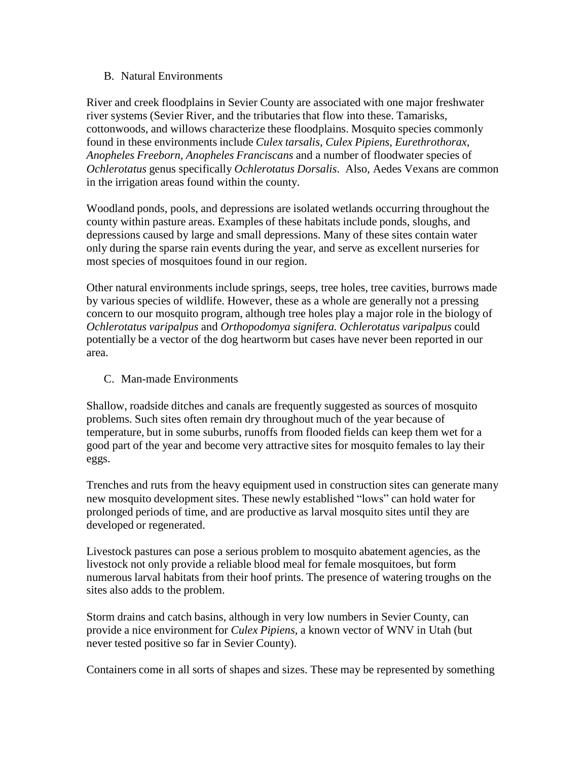B. Natural Environments

River and creek floodplains in Sevier County are associated with one major freshwater river systems (Sevier River, and the tributaries that flow into these. Tamarisks, cottonwoods, and willows characterize these floodplains. Mosquito species commonly found in these environments include *Culex tarsalis, Culex Pipiens, Eurethrothorax, Anopheles Freeborn, Anopheles Franciscans* and a number of floodwater species of *Ochlerotatus* genus specifically *Ochlerotatus Dorsalis*. Also, Aedes Vexans are common in the irrigation areas found within the county.

Woodland ponds, pools, and depressions are isolated wetlands occurring throughout the county within pasture areas. Examples of these habitats include ponds, sloughs, and depressions caused by large and small depressions. Many of these sites contain water only during the sparse rain events during the year, and serve as excellent nurseries for most species of mosquitoes found in our region.

Other natural environments include springs, seeps, tree holes, tree cavities, burrows made by various species of wildlife. However, these as a whole are generally not a pressing concern to our mosquito program, although tree holes play a major role in the biology of *Ochlerotatus varipalpus* and *Orthopodomya signifera. Ochlerotatus varipalpus* could potentially be a vector of the dog heartworm but cases have never been reported in our area.

C. Man-made Environments

Shallow, roadside ditches and canals are frequently suggested as sources of mosquito problems. Such sites often remain dry throughout much of the year because of temperature, but in some suburbs, runoffs from flooded fields can keep them wet for a good part of the year and become very attractive sites for mosquito females to lay their eggs.

Trenches and ruts from the heavy equipment used in construction sites can generate many new mosquito development sites. These newly established "lows" can hold water for prolonged periods of time, and are productive as larval mosquito sites until they are developed or regenerated.

Livestock pastures can pose a serious problem to mosquito abatement agencies, as the livestock not only provide a reliable blood meal for female mosquitoes, but form numerous larval habitats from their hoof prints. The presence of watering troughs on the sites also adds to the problem.

Storm drains and catch basins, although in very low numbers in Sevier County, can provide a nice environment for *Culex Pipiens*, a known vector of WNV in Utah (but never tested positive so far in Sevier County).

Containers come in all sorts of shapes and sizes. These may be represented by something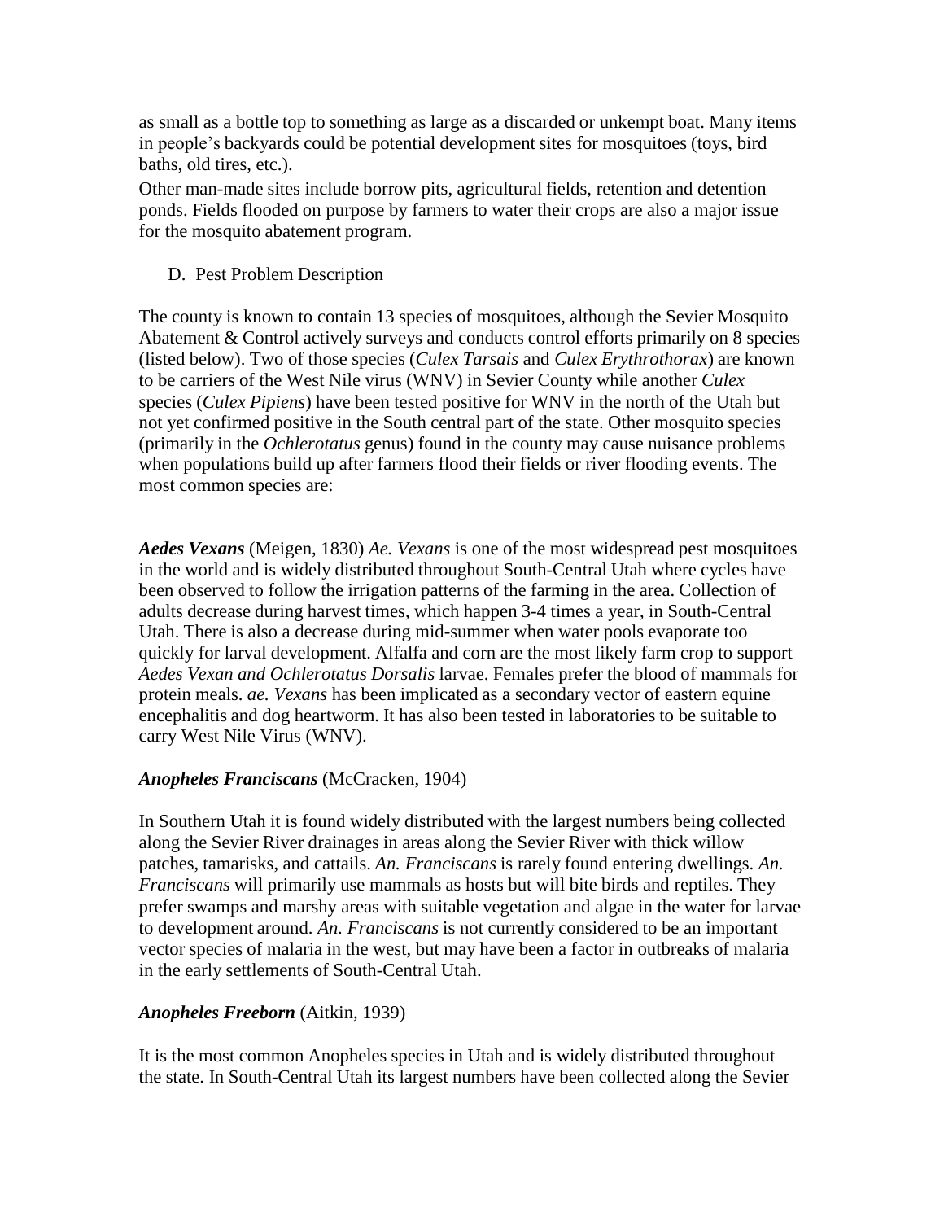as small as a bottle top to something as large as a discarded or unkempt boat. Many items in people's backyards could be potential development sites for mosquitoes (toys, bird baths, old tires, etc.).

Other man-made sites include borrow pits, agricultural fields, retention and detention ponds. Fields flooded on purpose by farmers to water their crops are also a major issue for the mosquito abatement program.

D. Pest Problem Description

The county is known to contain 13 species of mosquitoes, although the Sevier Mosquito Abatement & Control actively surveys and conducts control efforts primarily on 8 species (listed below). Two of those species (*Culex Tarsais* and *Culex Erythrothorax*) are known to be carriers of the West Nile virus (WNV) in Sevier County while another *Culex* species (*Culex Pipiens*) have been tested positive for WNV in the north of the Utah but not yet confirmed positive in the South central part of the state. Other mosquito species (primarily in the *Ochlerotatus* genus) found in the county may cause nuisance problems when populations build up after farmers flood their fields or river flooding events. The most common species are:

***Aedes Vexans*** (Meigen, 1830) *Ae. Vexans* is one of the most widespread pest mosquitoes in the world and is widely distributed throughout South-Central Utah where cycles have been observed to follow the irrigation patterns of the farming in the area. Collection of adults decrease during harvest times, which happen 3-4 times a year, in South-Central Utah. There is also a decrease during mid-summer when water pools evaporate too quickly for larval development. Alfalfa and corn are the most likely farm crop to support *Aedes Vexan and Ochlerotatus Dorsalis* larvae. Females prefer the blood of mammals for protein meals. *ae. Vexans* has been implicated as a secondary vector of eastern equine encephalitis and dog heartworm. It has also been tested in laboratories to be suitable to carry West Nile Virus (WNV).

***Anopheles Franciscans*** (McCracken, 1904)

In Southern Utah it is found widely distributed with the largest numbers being collected along the Sevier River drainages in areas along the Sevier River with thick willow patches, tamarisks, and cattails. *An. Franciscans* is rarely found entering dwellings. *An. Franciscans* will primarily use mammals as hosts but will bite birds and reptiles. They prefer swamps and marshy areas with suitable vegetation and algae in the water for larvae to development around. *An. Franciscans* is not currently considered to be an important vector species of malaria in the west, but may have been a factor in outbreaks of malaria in the early settlements of South-Central Utah.

***Anopheles Freeborn*** (Aitkin, 1939)

It is the most common Anopheles species in Utah and is widely distributed throughout the state. In South-Central Utah its largest numbers have been collected along the Sevier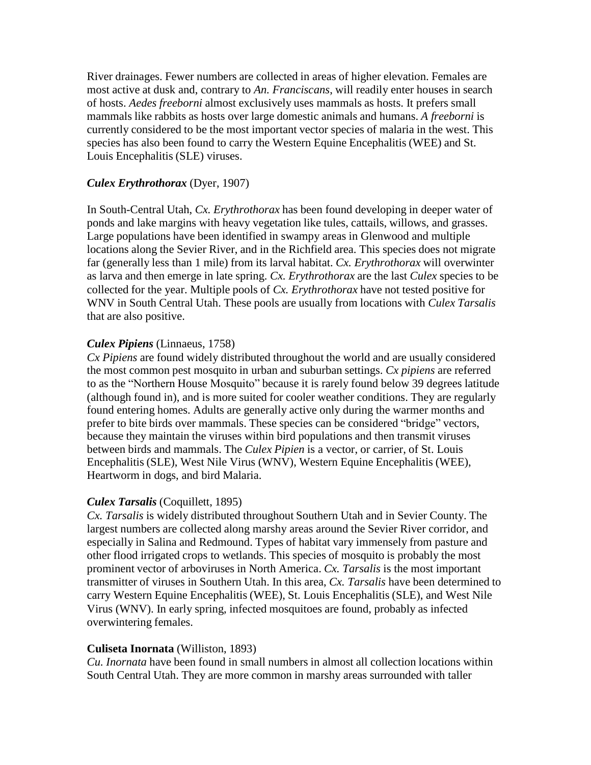River drainages. Fewer numbers are collected in areas of higher elevation. Females are most active at dusk and, contrary to *An. Franciscans*, will readily enter houses in search of hosts. *Aedes freeborni* almost exclusively uses mammals as hosts. It prefers small mammals like rabbits as hosts over large domestic animals and humans. *A freeborni* is currently considered to be the most important vector species of malaria in the west. This species has also been found to carry the Western Equine Encephalitis (WEE) and St. Louis Encephalitis (SLE) viruses.

### *Culex Erythrothorax* (Dyer, 1907)

In South-Central Utah, *Cx. Erythrothorax* has been found developing in deeper water of ponds and lake margins with heavy vegetation like tules, cattails, willows, and grasses. Large populations have been identified in swampy areas in Glenwood and multiple locations along the Sevier River, and in the Richfield area. This species does not migrate far (generally less than 1 mile) from its larval habitat. *Cx. Erythrothorax* will overwinter as larva and then emerge in late spring. *Cx. Erythrothorax* are the last *Culex* species to be collected for the year. Multiple pools of *Cx. Erythrothorax* have not tested positive for WNV in South Central Utah. These pools are usually from locations with *Culex Tarsalis* that are also positive.

### *Culex Pipiens* (Linnaeus, 1758)

*Cx Pipiens* are found widely distributed throughout the world and are usually considered the most common pest mosquito in urban and suburban settings. *Cx pipiens* are referred to as the "Northern House Mosquito" because it is rarely found below 39 degrees latitude (although found in), and is more suited for cooler weather conditions. They are regularly found entering homes. Adults are generally active only during the warmer months and prefer to bite birds over mammals. These species can be considered "bridge" vectors, because they maintain the viruses within bird populations and then transmit viruses between birds and mammals. The *Culex Pipien* is a vector, or carrier, of St. Louis Encephalitis (SLE), West Nile Virus (WNV), Western Equine Encephalitis (WEE), Heartworm in dogs, and bird Malaria.

### *Culex Tarsalis* (Coquillett, 1895)

*Cx. Tarsalis* is widely distributed throughout Southern Utah and in Sevier County. The largest numbers are collected along marshy areas around the Sevier River corridor, and especially in Salina and Redmound. Types of habitat vary immensely from pasture and other flood irrigated crops to wetlands. This species of mosquito is probably the most prominent vector of arboviruses in North America. *Cx. Tarsalis* is the most important transmitter of viruses in Southern Utah. In this area, *Cx. Tarsalis* have been determined to carry Western Equine Encephalitis (WEE), St. Louis Encephalitis (SLE), and West Nile Virus (WNV). In early spring, infected mosquitoes are found, probably as infected overwintering females.

### **Culiseta Inornata** (Williston, 1893)

*Cu. Inornata* have been found in small numbers in almost all collection locations within South Central Utah. They are more common in marshy areas surrounded with taller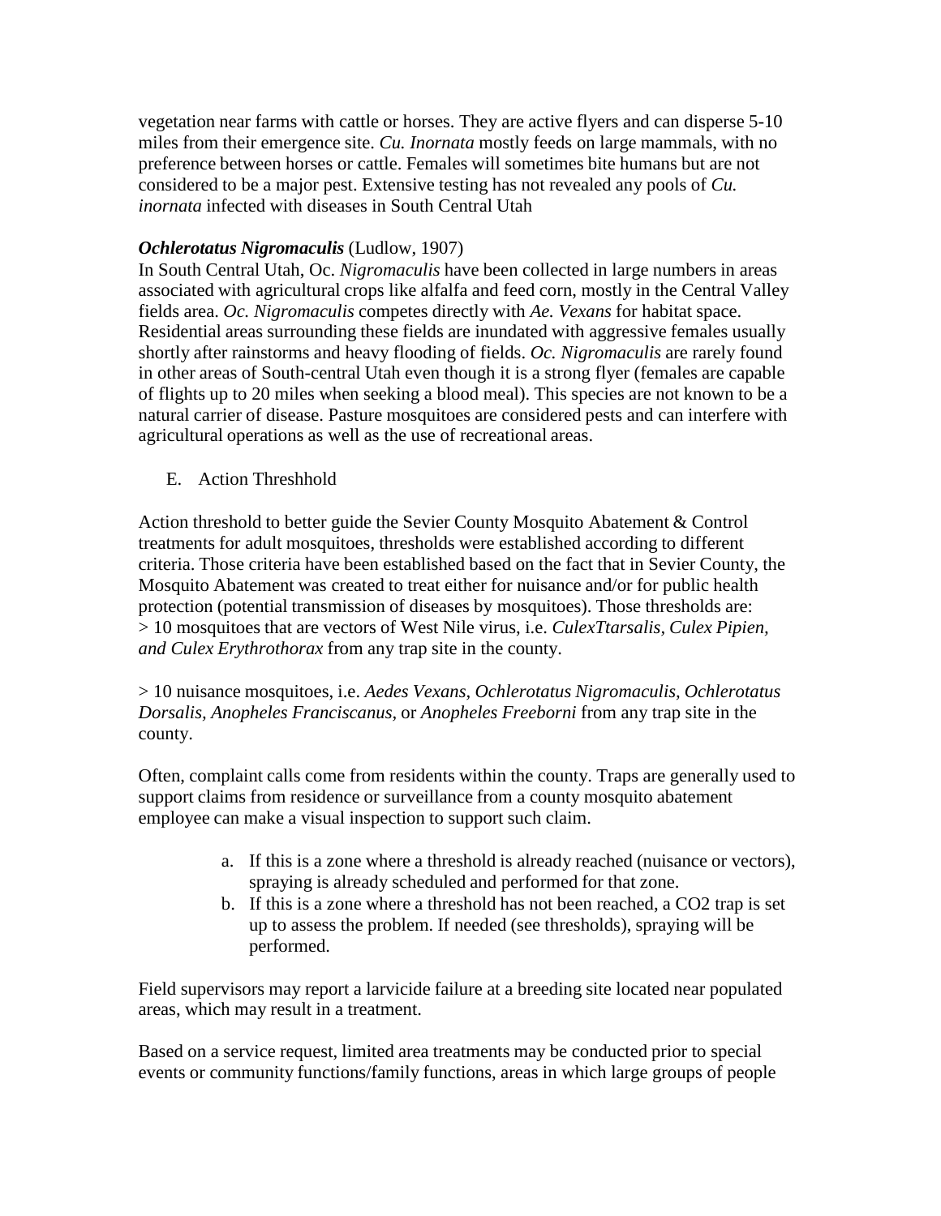vegetation near farms with cattle or horses. They are active flyers and can disperse 5-10 miles from their emergence site. *Cu. Inornata* mostly feeds on large mammals, with no preference between horses or cattle. Females will sometimes bite humans but are not considered to be a major pest. Extensive testing has not revealed any pools of *Cu. inornata* infected with diseases in South Central Utah

***Ochlerotatus Nigromaculis*** (Ludlow, 1907)
In South Central Utah, Oc. *Nigromaculis* have been collected in large numbers in areas associated with agricultural crops like alfalfa and feed corn, mostly in the Central Valley fields area. *Oc. Nigromaculis* competes directly with *Ae. Vexans* for habitat space. Residential areas surrounding these fields are inundated with aggressive females usually shortly after rainstorms and heavy flooding of fields. *Oc. Nigromaculis* are rarely found in other areas of South-central Utah even though it is a strong flyer (females are capable of flights up to 20 miles when seeking a blood meal). This species are not known to be a natural carrier of disease. Pasture mosquitoes are considered pests and can interfere with agricultural operations as well as the use of recreational areas.

E. Action Threshhold

Action threshold to better guide the Sevier County Mosquito Abatement & Control treatments for adult mosquitoes, thresholds were established according to different criteria. Those criteria have been established based on the fact that in Sevier County, the Mosquito Abatement was created to treat either for nuisance and/or for public health protection (potential transmission of diseases by mosquitoes). Those thresholds are:
> 10 mosquitoes that are vectors of West Nile virus, i.e. *CulexTtarsalis, Culex Pipien, and Culex Erythrothorax* from any trap site in the county.

> 10 nuisance mosquitoes, i.e. *Aedes Vexans, Ochlerotatus Nigromaculis, Ochlerotatus Dorsalis, Anopheles Franciscanus,* or *Anopheles Freeborni* from any trap site in the county.

Often, complaint calls come from residents within the county. Traps are generally used to support claims from residence or surveillance from a county mosquito abatement employee can make a visual inspection to support such claim.

a. If this is a zone where a threshold is already reached (nuisance or vectors), spraying is already scheduled and performed for that zone.
b. If this is a zone where a threshold has not been reached, a CO2 trap is set up to assess the problem. If needed (see thresholds), spraying will be performed.

Field supervisors may report a larvicide failure at a breeding site located near populated areas, which may result in a treatment.

Based on a service request, limited area treatments may be conducted prior to special events or community functions/family functions, areas in which large groups of people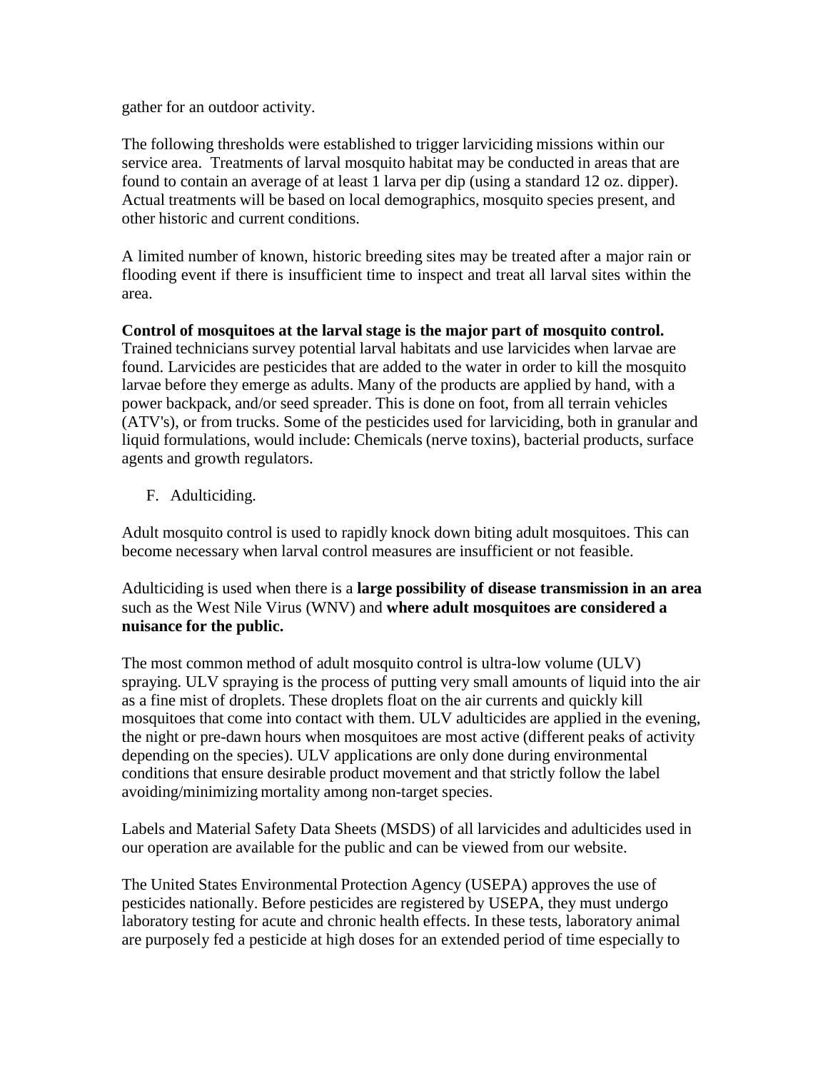gather for an outdoor activity.

The following thresholds were established to trigger larviciding missions within our service area. Treatments of larval mosquito habitat may be conducted in areas that are found to contain an average of at least 1 larva per dip (using a standard 12 oz. dipper). Actual treatments will be based on local demographics, mosquito species present, and other historic and current conditions.

A limited number of known, historic breeding sites may be treated after a major rain or flooding event if there is insufficient time to inspect and treat all larval sites within the area.

**Control of mosquitoes at the larval stage is the major part of mosquito control.** Trained technicians survey potential larval habitats and use larvicides when larvae are found. Larvicides are pesticides that are added to the water in order to kill the mosquito larvae before they emerge as adults. Many of the products are applied by hand, with a power backpack, and/or seed spreader. This is done on foot, from all terrain vehicles (ATV's), or from trucks. Some of the pesticides used for larviciding, both in granular and liquid formulations, would include: Chemicals (nerve toxins), bacterial products, surface agents and growth regulators.

F. Adulticiding.

Adult mosquito control is used to rapidly knock down biting adult mosquitoes. This can become necessary when larval control measures are insufficient or not feasible.

Adulticiding is used when there is a **large possibility of disease transmission in an area** such as the West Nile Virus (WNV) and **where adult mosquitoes are considered a nuisance for the public.**

The most common method of adult mosquito control is ultra-low volume (ULV) spraying. ULV spraying is the process of putting very small amounts of liquid into the air as a fine mist of droplets. These droplets float on the air currents and quickly kill mosquitoes that come into contact with them. ULV adulticides are applied in the evening, the night or pre-dawn hours when mosquitoes are most active (different peaks of activity depending on the species). ULV applications are only done during environmental conditions that ensure desirable product movement and that strictly follow the label avoiding/minimizing mortality among non-target species.

Labels and Material Safety Data Sheets (MSDS) of all larvicides and adulticides used in our operation are available for the public and can be viewed from our website.

The United States Environmental Protection Agency (USEPA) approves the use of pesticides nationally. Before pesticides are registered by USEPA, they must undergo laboratory testing for acute and chronic health effects. In these tests, laboratory animal are purposely fed a pesticide at high doses for an extended period of time especially to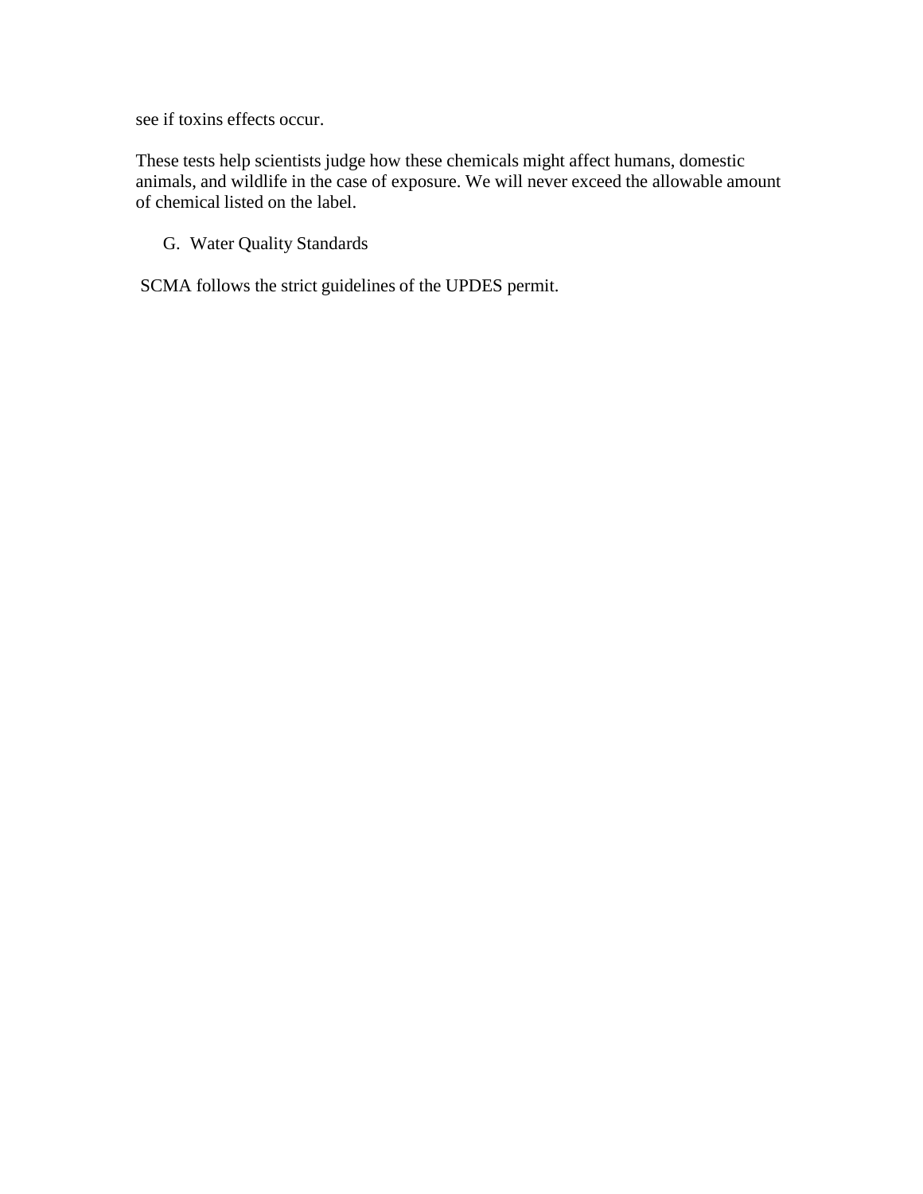see if toxins effects occur.

These tests help scientists judge how these chemicals might affect humans, domestic animals, and wildlife in the case of exposure. We will never exceed the allowable amount of chemical listed on the label.

### G. Water Quality Standards

SCMA follows the strict guidelines of the UPDES permit.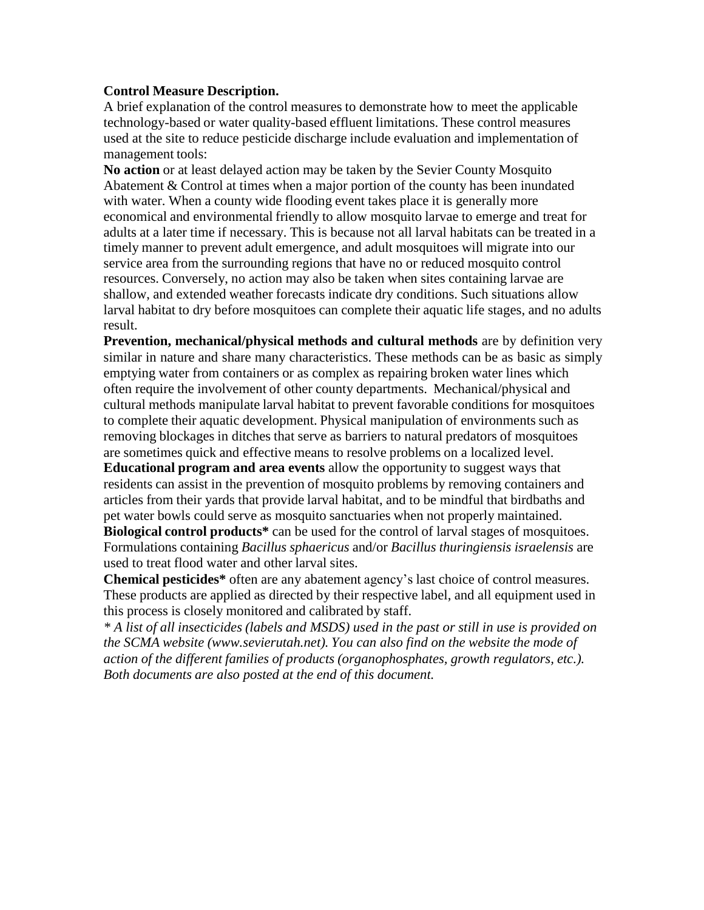**Control Measure Description.**

A brief explanation of the control measures to demonstrate how to meet the applicable technology-based or water quality-based effluent limitations. These control measures used at the site to reduce pesticide discharge include evaluation and implementation of management tools:

**No action** or at least delayed action may be taken by the Sevier County Mosquito Abatement & Control at times when a major portion of the county has been inundated with water. When a county wide flooding event takes place it is generally more economical and environmental friendly to allow mosquito larvae to emerge and treat for adults at a later time if necessary. This is because not all larval habitats can be treated in a timely manner to prevent adult emergence, and adult mosquitoes will migrate into our service area from the surrounding regions that have no or reduced mosquito control resources. Conversely, no action may also be taken when sites containing larvae are shallow, and extended weather forecasts indicate dry conditions. Such situations allow larval habitat to dry before mosquitoes can complete their aquatic life stages, and no adults result.

**Prevention, mechanical/physical methods and cultural methods** are by definition very similar in nature and share many characteristics. These methods can be as basic as simply emptying water from containers or as complex as repairing broken water lines which often require the involvement of other county departments. Mechanical/physical and cultural methods manipulate larval habitat to prevent favorable conditions for mosquitoes to complete their aquatic development. Physical manipulation of environments such as removing blockages in ditches that serve as barriers to natural predators of mosquitoes are sometimes quick and effective means to resolve problems on a localized level.

**Educational program and area events** allow the opportunity to suggest ways that residents can assist in the prevention of mosquito problems by removing containers and articles from their yards that provide larval habitat, and to be mindful that birdbaths and pet water bowls could serve as mosquito sanctuaries when not properly maintained.

**Biological control products*** can be used for the control of larval stages of mosquitoes. Formulations containing *Bacillus sphaericus* and/or *Bacillus thuringiensis israelensis* are used to treat flood water and other larval sites.

**Chemical pesticides*** often are any abatement agency's last choice of control measures. These products are applied as directed by their respective label, and all equipment used in this process is closely monitored and calibrated by staff.

*\* A list of all insecticides (labels and MSDS) used in the past or still in use is provided on the SCMA website (www.sevierutah.net). You can also find on the website the mode of action of the different families of products (organophosphates, growth regulators, etc.). Both documents are also posted at the end of this document.*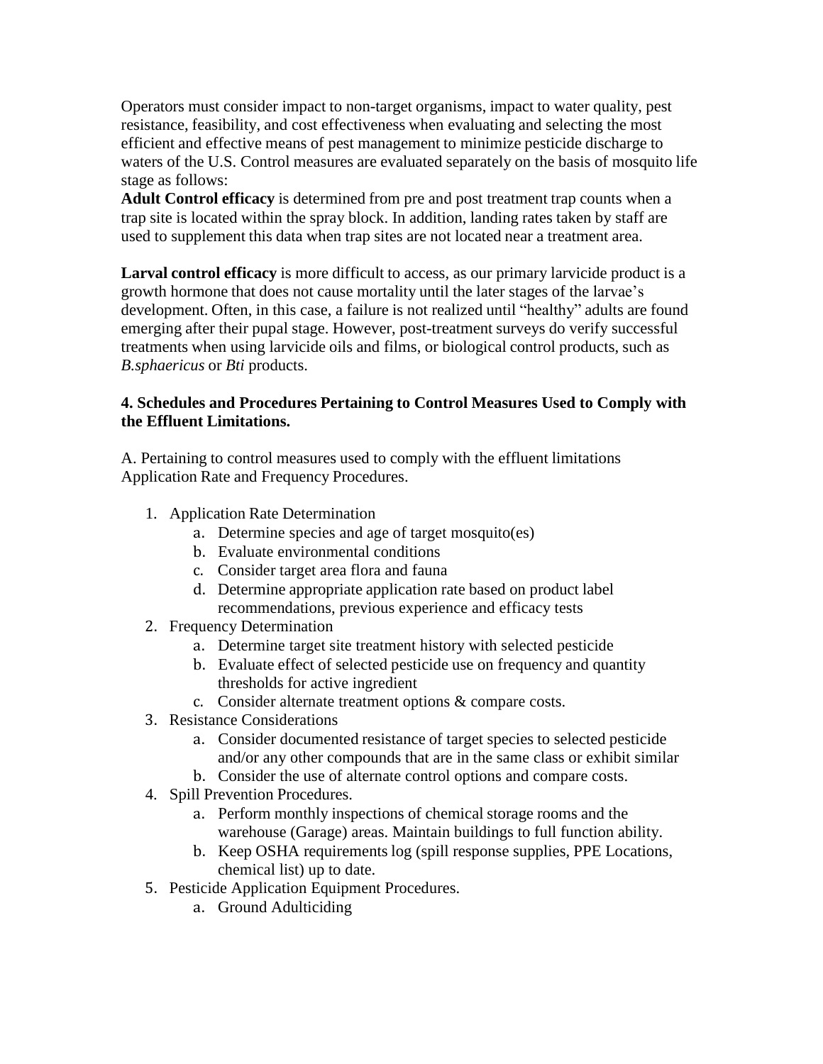Operators must consider impact to non-target organisms, impact to water quality, pest resistance, feasibility, and cost effectiveness when evaluating and selecting the most efficient and effective means of pest management to minimize pesticide discharge to waters of the U.S. Control measures are evaluated separately on the basis of mosquito life stage as follows:

**Adult Control efficacy** is determined from pre and post treatment trap counts when a trap site is located within the spray block. In addition, landing rates taken by staff are used to supplement this data when trap sites are not located near a treatment area.

**Larval control efficacy** is more difficult to access, as our primary larvicide product is a growth hormone that does not cause mortality until the later stages of the larvae's development. Often, in this case, a failure is not realized until "healthy" adults are found emerging after their pupal stage. However, post-treatment surveys do verify successful treatments when using larvicide oils and films, or biological control products, such as *B.sphaericus* or *Bti* products.

**4. Schedules and Procedures Pertaining to Control Measures Used to Comply with the Effluent Limitations.**

A. Pertaining to control measures used to comply with the effluent limitations Application Rate and Frequency Procedures.

1. Application Rate Determination
    a. Determine species and age of target mosquito(es)
    b. Evaluate environmental conditions
    c. Consider target area flora and fauna
    d. Determine appropriate application rate based on product label recommendations, previous experience and efficacy tests
2. Frequency Determination
    a. Determine target site treatment history with selected pesticide
    b. Evaluate effect of selected pesticide use on frequency and quantity thresholds for active ingredient
    c. Consider alternate treatment options & compare costs.
3. Resistance Considerations
    a. Consider documented resistance of target species to selected pesticide and/or any other compounds that are in the same class or exhibit similar
    b. Consider the use of alternate control options and compare costs.
4. Spill Prevention Procedures.
    a. Perform monthly inspections of chemical storage rooms and the warehouse (Garage) areas. Maintain buildings to full function ability.
    b. Keep OSHA requirements log (spill response supplies, PPE Locations, chemical list) up to date.
5. Pesticide Application Equipment Procedures.
    a. Ground Adulticiding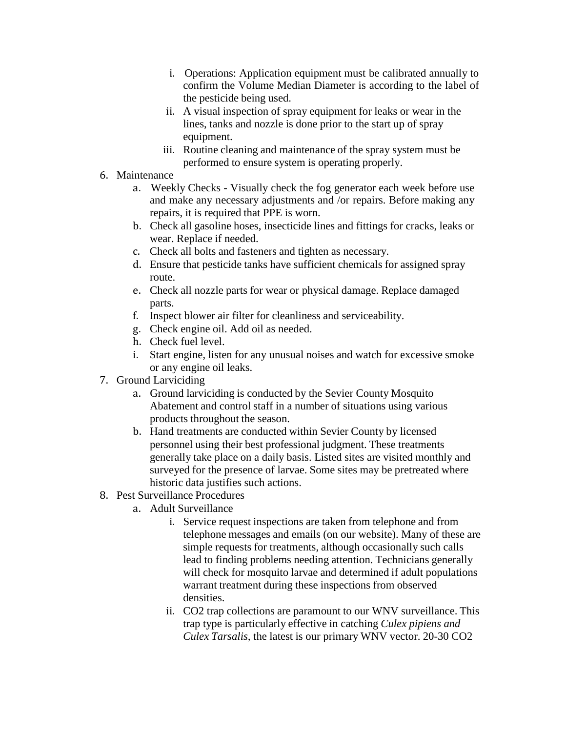i. Operations: Application equipment must be calibrated annually to confirm the Volume Median Diameter is according to the label of the pesticide being used.
   ii. A visual inspection of spray equipment for leaks or wear in the lines, tanks and nozzle is done prior to the start up of spray equipment.
   iii. Routine cleaning and maintenance of the spray system must be performed to ensure system is operating properly.

6. Maintenance
   a. Weekly Checks - Visually check the fog generator each week before use and make any necessary adjustments and /or repairs. Before making any repairs, it is required that PPE is worn.
   b. Check all gasoline hoses, insecticide lines and fittings for cracks, leaks or wear. Replace if needed.
   c. Check all bolts and fasteners and tighten as necessary.
   d. Ensure that pesticide tanks have sufficient chemicals for assigned spray route.
   e. Check all nozzle parts for wear or physical damage. Replace damaged parts.
   f. Inspect blower air filter for cleanliness and serviceability.
   g. Check engine oil. Add oil as needed.
   h. Check fuel level.
   i. Start engine, listen for any unusual noises and watch for excessive smoke or any engine oil leaks.
7. Ground Larviciding
   a. Ground larviciding is conducted by the Sevier County Mosquito Abatement and control staff in a number of situations using various products throughout the season.
   b. Hand treatments are conducted within Sevier County by licensed personnel using their best professional judgment. These treatments generally take place on a daily basis. Listed sites are visited monthly and surveyed for the presence of larvae. Some sites may be pretreated where historic data justifies such actions.
8. Pest Surveillance Procedures
   a. Adult Surveillance
      i. Service request inspections are taken from telephone and from telephone messages and emails (on our website). Many of these are simple requests for treatments, although occasionally such calls lead to finding problems needing attention. Technicians generally will check for mosquito larvae and determined if adult populations warrant treatment during these inspections from observed densities.
      ii. $CO_2$ trap collections are paramount to our WNV surveillance. This trap type is particularly effective in catching *Culex pipiens and Culex Tarsalis*, the latest is our primary WNV vector. 20-30 $CO_2$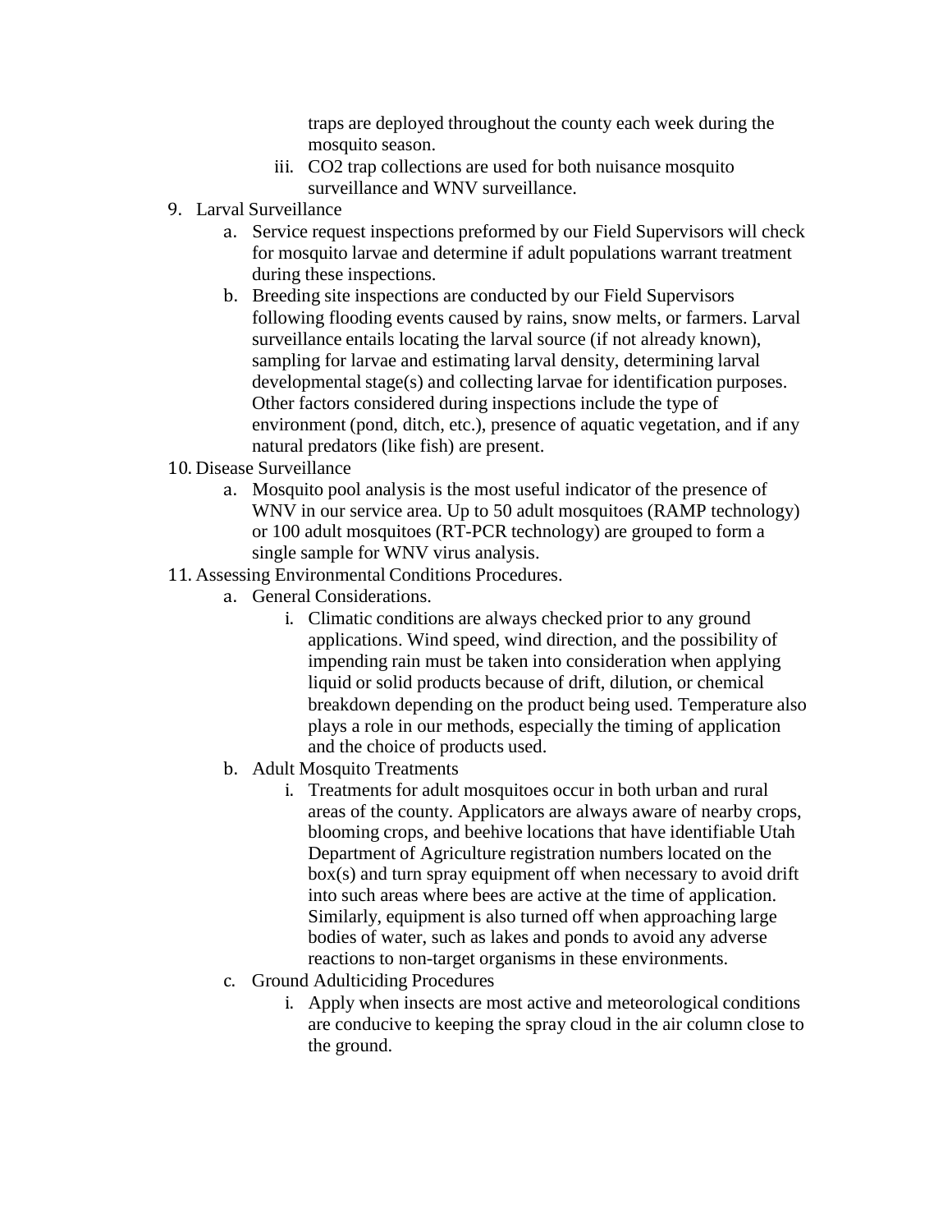traps are deployed throughout the county each week during the mosquito season.

iii. $CO_2$ trap collections are used for both nuisance mosquito surveillance and WNV surveillance.

9. Larval Surveillance
   a. Service request inspections preformed by our Field Supervisors will check for mosquito larvae and determine if adult populations warrant treatment during these inspections.
   b. Breeding site inspections are conducted by our Field Supervisors following flooding events caused by rains, snow melts, or farmers. Larval surveillance entails locating the larval source (if not already known), sampling for larvae and estimating larval density, determining larval developmental stage(s) and collecting larvae for identification purposes. Other factors considered during inspections include the type of environment (pond, ditch, etc.), presence of aquatic vegetation, and if any natural predators (like fish) are present.
10. Disease Surveillance
    a. Mosquito pool analysis is the most useful indicator of the presence of WNV in our service area. Up to 50 adult mosquitoes (RAMP technology) or 100 adult mosquitoes (RT-PCR technology) are grouped to form a single sample for WNV virus analysis.
11. Assessing Environmental Conditions Procedures.
    a. General Considerations.
       i. Climatic conditions are always checked prior to any ground applications. Wind speed, wind direction, and the possibility of impending rain must be taken into consideration when applying liquid or solid products because of drift, dilution, or chemical breakdown depending on the product being used. Temperature also plays a role in our methods, especially the timing of application and the choice of products used.
    b. Adult Mosquito Treatments
       i. Treatments for adult mosquitoes occur in both urban and rural areas of the county. Applicators are always aware of nearby crops, blooming crops, and beehive locations that have identifiable Utah Department of Agriculture registration numbers located on the box(s) and turn spray equipment off when necessary to avoid drift into such areas where bees are active at the time of application. Similarly, equipment is also turned off when approaching large bodies of water, such as lakes and ponds to avoid any adverse reactions to non-target organisms in these environments.
    c. Ground Adulticiding Procedures
       i. Apply when insects are most active and meteorological conditions are conducive to keeping the spray cloud in the air column close to the ground.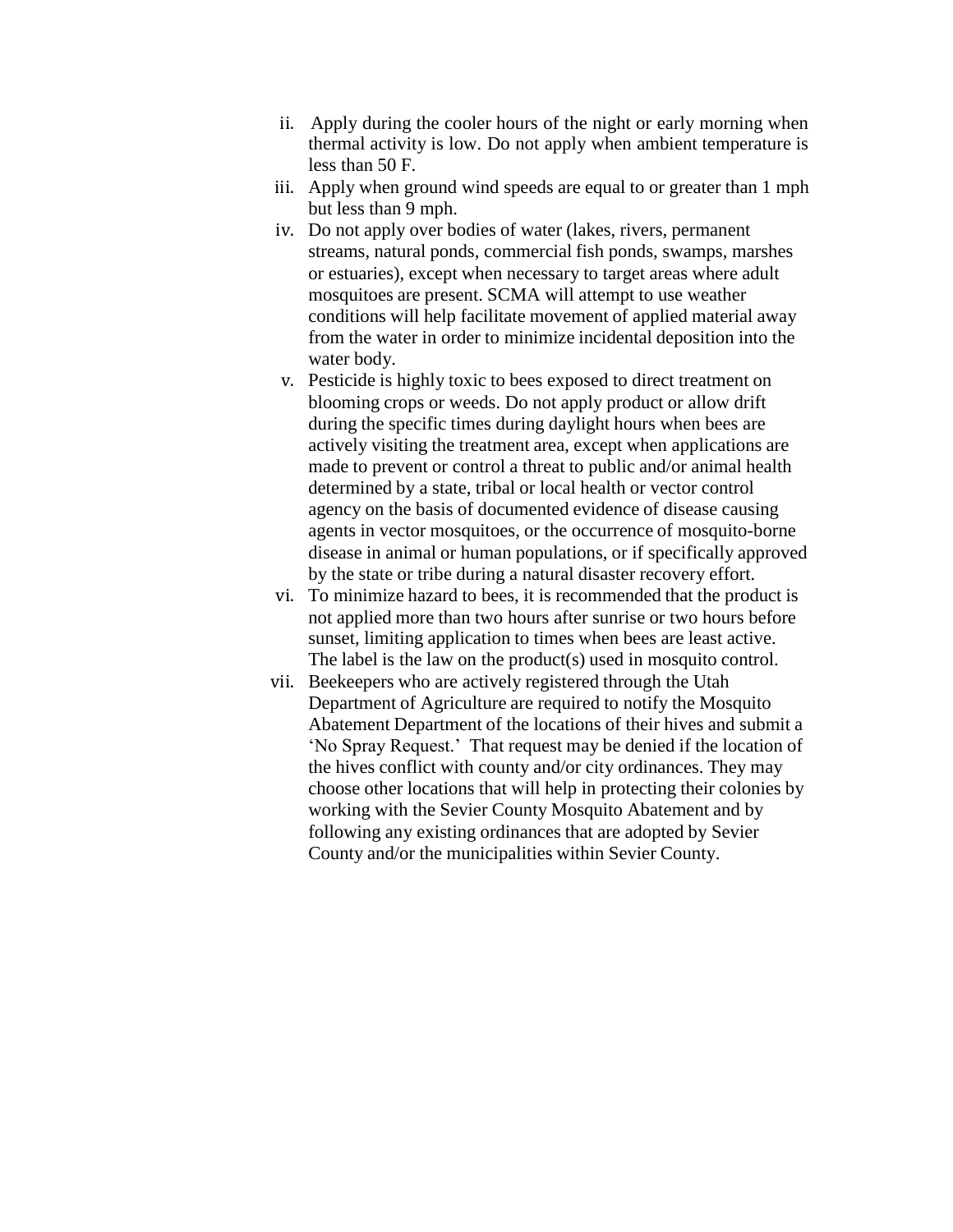ii. Apply during the cooler hours of the night or early morning when thermal activity is low. Do not apply when ambient temperature is less than 50 F.

iii. Apply when ground wind speeds are equal to or greater than 1 mph but less than 9 mph.

iv. Do not apply over bodies of water (lakes, rivers, permanent streams, natural ponds, commercial fish ponds, swamps, marshes or estuaries), except when necessary to target areas where adult mosquitoes are present. SCMA will attempt to use weather conditions will help facilitate movement of applied material away from the water in order to minimize incidental deposition into the water body.

v. Pesticide is highly toxic to bees exposed to direct treatment on blooming crops or weeds. Do not apply product or allow drift during the specific times during daylight hours when bees are actively visiting the treatment area, except when applications are made to prevent or control a threat to public and/or animal health determined by a state, tribal or local health or vector control agency on the basis of documented evidence of disease causing agents in vector mosquitoes, or the occurrence of mosquito-borne disease in animal or human populations, or if specifically approved by the state or tribe during a natural disaster recovery effort.

vi. To minimize hazard to bees, it is recommended that the product is not applied more than two hours after sunrise or two hours before sunset, limiting application to times when bees are least active. The label is the law on the product(s) used in mosquito control.

vii. Beekeepers who are actively registered through the Utah Department of Agriculture are required to notify the Mosquito Abatement Department of the locations of their hives and submit a 'No Spray Request.' That request may be denied if the location of the hives conflict with county and/or city ordinances. They may choose other locations that will help in protecting their colonies by working with the Sevier County Mosquito Abatement and by following any existing ordinances that are adopted by Sevier County and/or the municipalities within Sevier County.